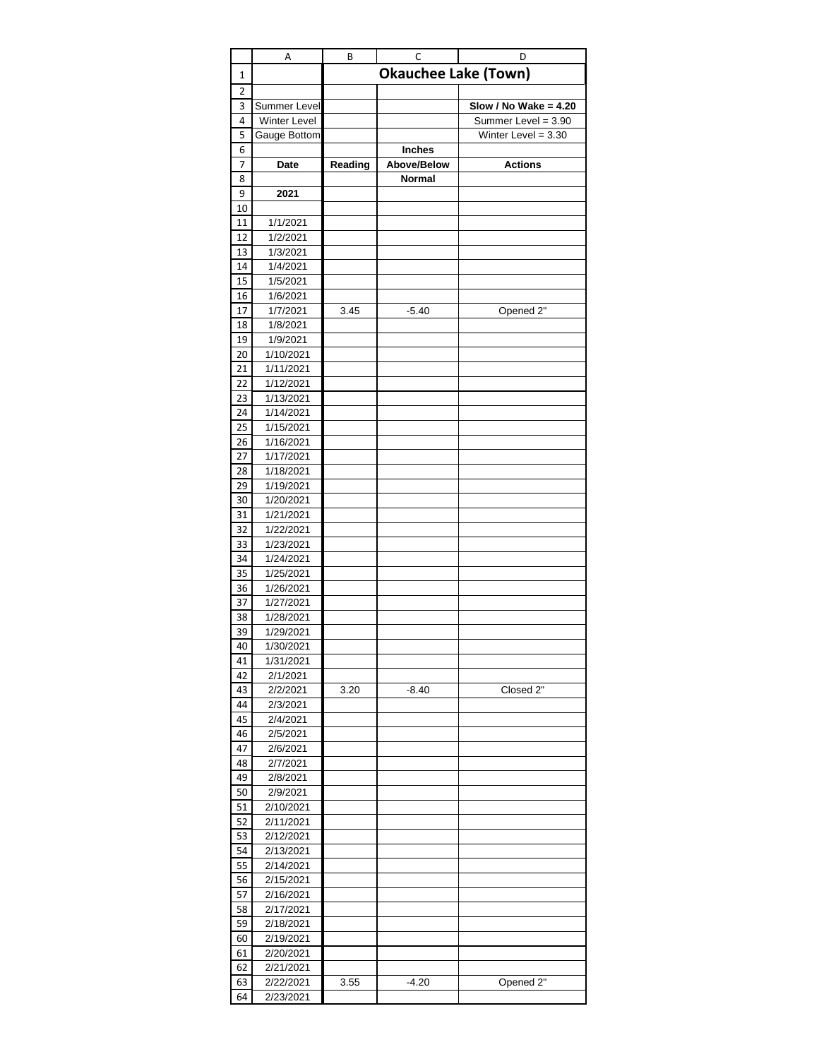# Okauchee Lake (Town)

| | | | |
|---|---|---|---|
| Summer Level | | | **Slow / No Wake = 4.20** |
| Winter Level | | | Summer Level = 3.90 |
| Gauge Bottom | | | Winter Level = 3.30 |

| Date | Reading | Inches Above/Below Normal | Actions |
|---|---|---|---|
| **2021** | | | |
| | | | |
| 1/1/2021 | | | |
| 1/2/2021 | | | |
| 1/3/2021 | | | |
| 1/4/2021 | | | |
| 1/5/2021 | | | |
| 1/6/2021 | | | |
| 1/7/2021 | 3.45 | -5.40 | Opened 2" |
| 1/8/2021 | | | |
| 1/9/2021 | | | |
| 1/10/2021 | | | |
| 1/11/2021 | | | |
| 1/12/2021 | | | |
| 1/13/2021 | | | |
| 1/14/2021 | | | |
| 1/15/2021 | | | |
| 1/16/2021 | | | |
| 1/17/2021 | | | |
| 1/18/2021 | | | |
| 1/19/2021 | | | |
| 1/20/2021 | | | |
| 1/21/2021 | | | |
| 1/22/2021 | | | |
| 1/23/2021 | | | |
| 1/24/2021 | | | |
| 1/25/2021 | | | |
| 1/26/2021 | | | |
| 1/27/2021 | | | |
| 1/28/2021 | | | |
| 1/29/2021 | | | |
| 1/30/2021 | | | |
| 1/31/2021 | | | |
| 2/1/2021 | | | |
| 2/2/2021 | 3.20 | -8.40 | Closed 2" |
| 2/3/2021 | | | |
| 2/4/2021 | | | |
| 2/5/2021 | | | |
| 2/6/2021 | | | |
| 2/7/2021 | | | |
| 2/8/2021 | | | |
| 2/9/2021 | | | |
| 2/10/2021 | | | |
| 2/11/2021 | | | |
| 2/12/2021 | | | |
| 2/13/2021 | | | |
| 2/14/2021 | | | |
| 2/15/2021 | | | |
| 2/16/2021 | | | |
| 2/17/2021 | | | |
| 2/18/2021 | | | |
| 2/19/2021 | | | |
| 2/20/2021 | | | |
| 2/21/2021 | | | |
| 2/22/2021 | 3.55 | -4.20 | Opened 2" |
| 2/23/2021 | | | |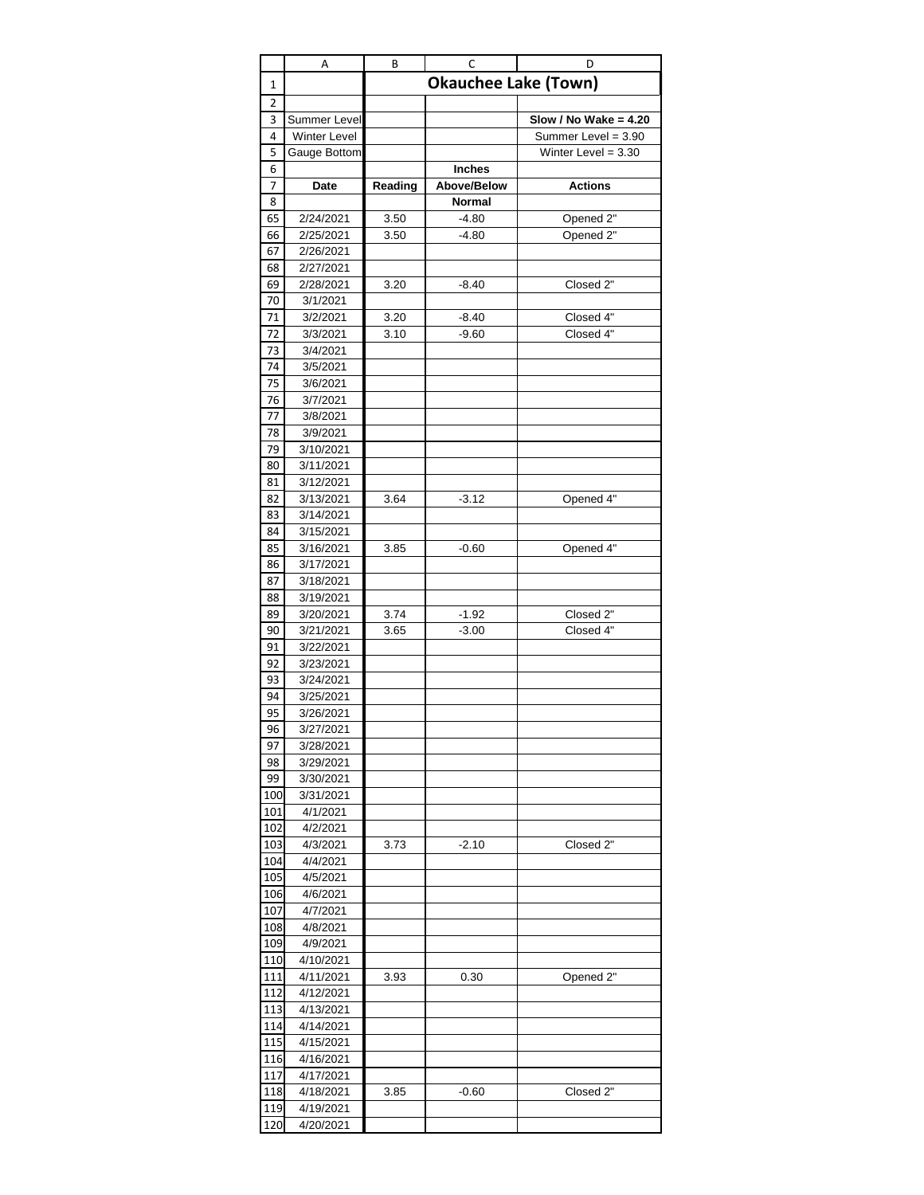# Okauchee Lake (Town)

| | | | |
|---|---|---|---|
| Summer Level | | | **Slow / No Wake = 4.20** |
| Winter Level | | | Summer Level = 3.90 |
| Gauge Bottom | | | Winter Level = 3.30 |

| Date | Reading | Inches Above/Below Normal | Actions |
|---|---|---|---|
| 2/24/2021 | 3.50 | -4.80 | Opened 2" |
| 2/25/2021 | 3.50 | -4.80 | Opened 2" |
| 2/26/2021 | | | |
| 2/27/2021 | | | |
| 2/28/2021 | 3.20 | -8.40 | Closed 2" |
| 3/1/2021 | | | |
| 3/2/2021 | 3.20 | -8.40 | Closed 4" |
| 3/3/2021 | 3.10 | -9.60 | Closed 4" |
| 3/4/2021 | | | |
| 3/5/2021 | | | |
| 3/6/2021 | | | |
| 3/7/2021 | | | |
| 3/8/2021 | | | |
| 3/9/2021 | | | |
| 3/10/2021 | | | |
| 3/11/2021 | | | |
| 3/12/2021 | | | |
| 3/13/2021 | 3.64 | -3.12 | Opened 4" |
| 3/14/2021 | | | |
| 3/15/2021 | | | |
| 3/16/2021 | 3.85 | -0.60 | Opened 4" |
| 3/17/2021 | | | |
| 3/18/2021 | | | |
| 3/19/2021 | | | |
| 3/20/2021 | 3.74 | -1.92 | Closed 2" |
| 3/21/2021 | 3.65 | -3.00 | Closed 4" |
| 3/22/2021 | | | |
| 3/23/2021 | | | |
| 3/24/2021 | | | |
| 3/25/2021 | | | |
| 3/26/2021 | | | |
| 3/27/2021 | | | |
| 3/28/2021 | | | |
| 3/29/2021 | | | |
| 3/30/2021 | | | |
| 3/31/2021 | | | |
| 4/1/2021 | | | |
| 4/2/2021 | | | |
| 4/3/2021 | 3.73 | -2.10 | Closed 2" |
| 4/4/2021 | | | |
| 4/5/2021 | | | |
| 4/6/2021 | | | |
| 4/7/2021 | | | |
| 4/8/2021 | | | |
| 4/9/2021 | | | |
| 4/10/2021 | | | |
| 4/11/2021 | 3.93 | 0.30 | Opened 2" |
| 4/12/2021 | | | |
| 4/13/2021 | | | |
| 4/14/2021 | | | |
| 4/15/2021 | | | |
| 4/16/2021 | | | |
| 4/17/2021 | | | |
| 4/18/2021 | 3.85 | -0.60 | Closed 2" |
| 4/19/2021 | | | |
| 4/20/2021 | | | |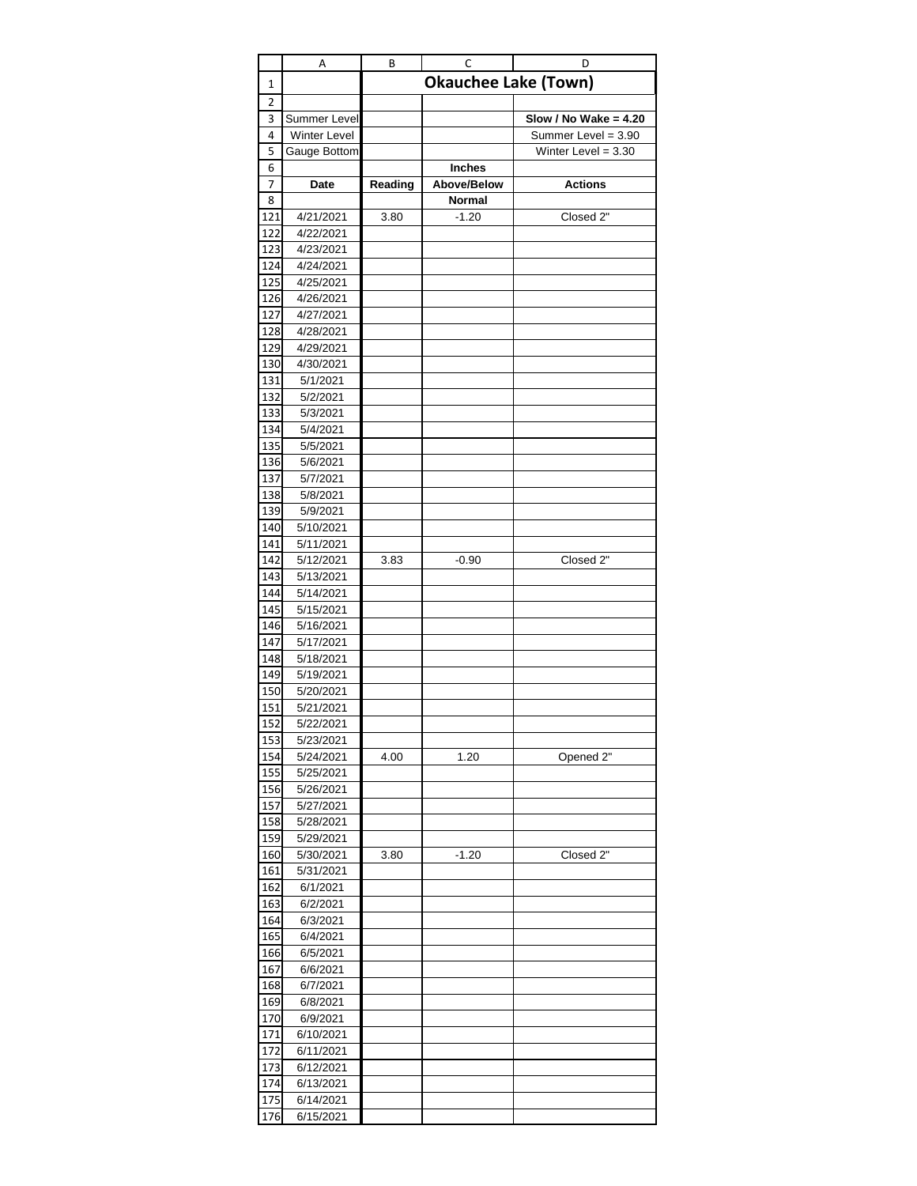| | A | B | C | D |
|---|---|---|---|---|
| 1 | | Okauchee Lake (Town) | | |
| 2 | | | | |
| 3 | Summer Level | | | **Slow / No Wake = 4.20** |
| 4 | Winter Level | | | Summer Level = 3.90 |
| 5 | Gauge Bottom | | | Winter Level = 3.30 |
| 6 | | | **Inches** | |
| 7 | **Date** | **Reading** | **Above/Below** | **Actions** |
| 8 | | | **Normal** | |
| 121 | 4/21/2021 | 3.80 | -1.20 | Closed 2" |
| 122 | 4/22/2021 | | | |
| 123 | 4/23/2021 | | | |
| 124 | 4/24/2021 | | | |
| 125 | 4/25/2021 | | | |
| 126 | 4/26/2021 | | | |
| 127 | 4/27/2021 | | | |
| 128 | 4/28/2021 | | | |
| 129 | 4/29/2021 | | | |
| 130 | 4/30/2021 | | | |
| 131 | 5/1/2021 | | | |
| 132 | 5/2/2021 | | | |
| 133 | 5/3/2021 | | | |
| 134 | 5/4/2021 | | | |
| 135 | 5/5/2021 | | | |
| 136 | 5/6/2021 | | | |
| 137 | 5/7/2021 | | | |
| 138 | 5/8/2021 | | | |
| 139 | 5/9/2021 | | | |
| 140 | 5/10/2021 | | | |
| 141 | 5/11/2021 | | | |
| 142 | 5/12/2021 | 3.83 | -0.90 | Closed 2" |
| 143 | 5/13/2021 | | | |
| 144 | 5/14/2021 | | | |
| 145 | 5/15/2021 | | | |
| 146 | 5/16/2021 | | | |
| 147 | 5/17/2021 | | | |
| 148 | 5/18/2021 | | | |
| 149 | 5/19/2021 | | | |
| 150 | 5/20/2021 | | | |
| 151 | 5/21/2021 | | | |
| 152 | 5/22/2021 | | | |
| 153 | 5/23/2021 | | | |
| 154 | 5/24/2021 | 4.00 | 1.20 | Opened 2" |
| 155 | 5/25/2021 | | | |
| 156 | 5/26/2021 | | | |
| 157 | 5/27/2021 | | | |
| 158 | 5/28/2021 | | | |
| 159 | 5/29/2021 | | | |
| 160 | 5/30/2021 | 3.80 | -1.20 | Closed 2" |
| 161 | 5/31/2021 | | | |
| 162 | 6/1/2021 | | | |
| 163 | 6/2/2021 | | | |
| 164 | 6/3/2021 | | | |
| 165 | 6/4/2021 | | | |
| 166 | 6/5/2021 | | | |
| 167 | 6/6/2021 | | | |
| 168 | 6/7/2021 | | | |
| 169 | 6/8/2021 | | | |
| 170 | 6/9/2021 | | | |
| 171 | 6/10/2021 | | | |
| 172 | 6/11/2021 | | | |
| 173 | 6/12/2021 | | | |
| 174 | 6/13/2021 | | | |
| 175 | 6/14/2021 | | | |
| 176 | 6/15/2021 | | | |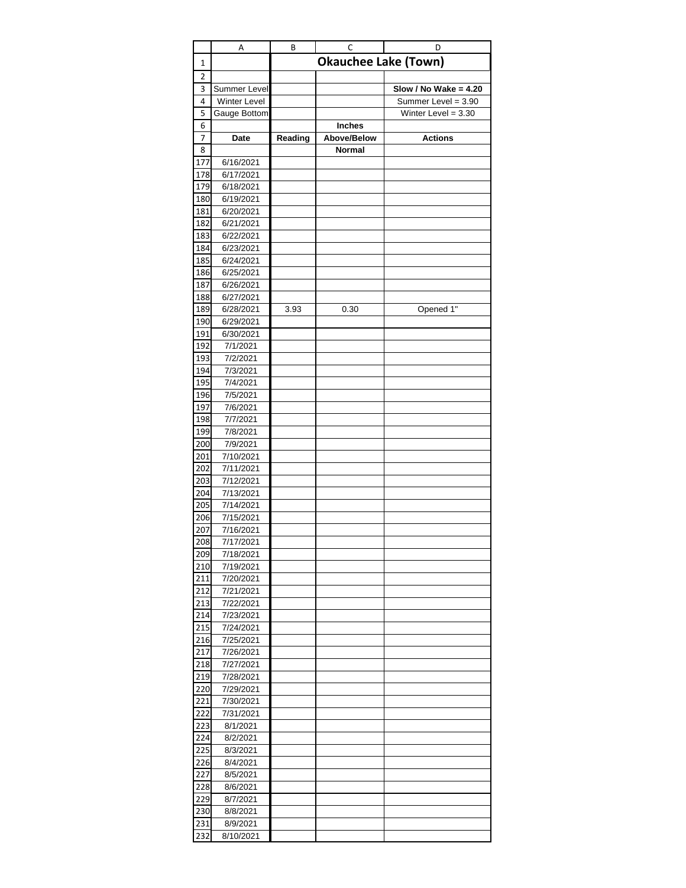| | Okauchee Lake (Town) | | |
|---|---|---|---|
| | | | |
| Summer Level | | | **Slow / No Wake = 4.20** |
| Winter Level | | | Summer Level = 3.90 |
| Gauge Bottom | | | Winter Level = 3.30 |
| | | **Inches** | |
| **Date** | **Reading** | **Above/Below** | **Actions** |
| | | **Normal** | |
| 6/16/2021 | | | |
| 6/17/2021 | | | |
| 6/18/2021 | | | |
| 6/19/2021 | | | |
| 6/20/2021 | | | |
| 6/21/2021 | | | |
| 6/22/2021 | | | |
| 6/23/2021 | | | |
| 6/24/2021 | | | |
| 6/25/2021 | | | |
| 6/26/2021 | | | |
| 6/27/2021 | | | |
| 6/28/2021 | 3.93 | 0.30 | Opened 1" |
| 6/29/2021 | | | |
| 6/30/2021 | | | |
| 7/1/2021 | | | |
| 7/2/2021 | | | |
| 7/3/2021 | | | |
| 7/4/2021 | | | |
| 7/5/2021 | | | |
| 7/6/2021 | | | |
| 7/7/2021 | | | |
| 7/8/2021 | | | |
| 7/9/2021 | | | |
| 7/10/2021 | | | |
| 7/11/2021 | | | |
| 7/12/2021 | | | |
| 7/13/2021 | | | |
| 7/14/2021 | | | |
| 7/15/2021 | | | |
| 7/16/2021 | | | |
| 7/17/2021 | | | |
| 7/18/2021 | | | |
| 7/19/2021 | | | |
| 7/20/2021 | | | |
| 7/21/2021 | | | |
| 7/22/2021 | | | |
| 7/23/2021 | | | |
| 7/24/2021 | | | |
| 7/25/2021 | | | |
| 7/26/2021 | | | |
| 7/27/2021 | | | |
| 7/28/2021 | | | |
| 7/29/2021 | | | |
| 7/30/2021 | | | |
| 7/31/2021 | | | |
| 8/1/2021 | | | |
| 8/2/2021 | | | |
| 8/3/2021 | | | |
| 8/4/2021 | | | |
| 8/5/2021 | | | |
| 8/6/2021 | | | |
| 8/7/2021 | | | |
| 8/8/2021 | | | |
| 8/9/2021 | | | |
| 8/10/2021 | | | |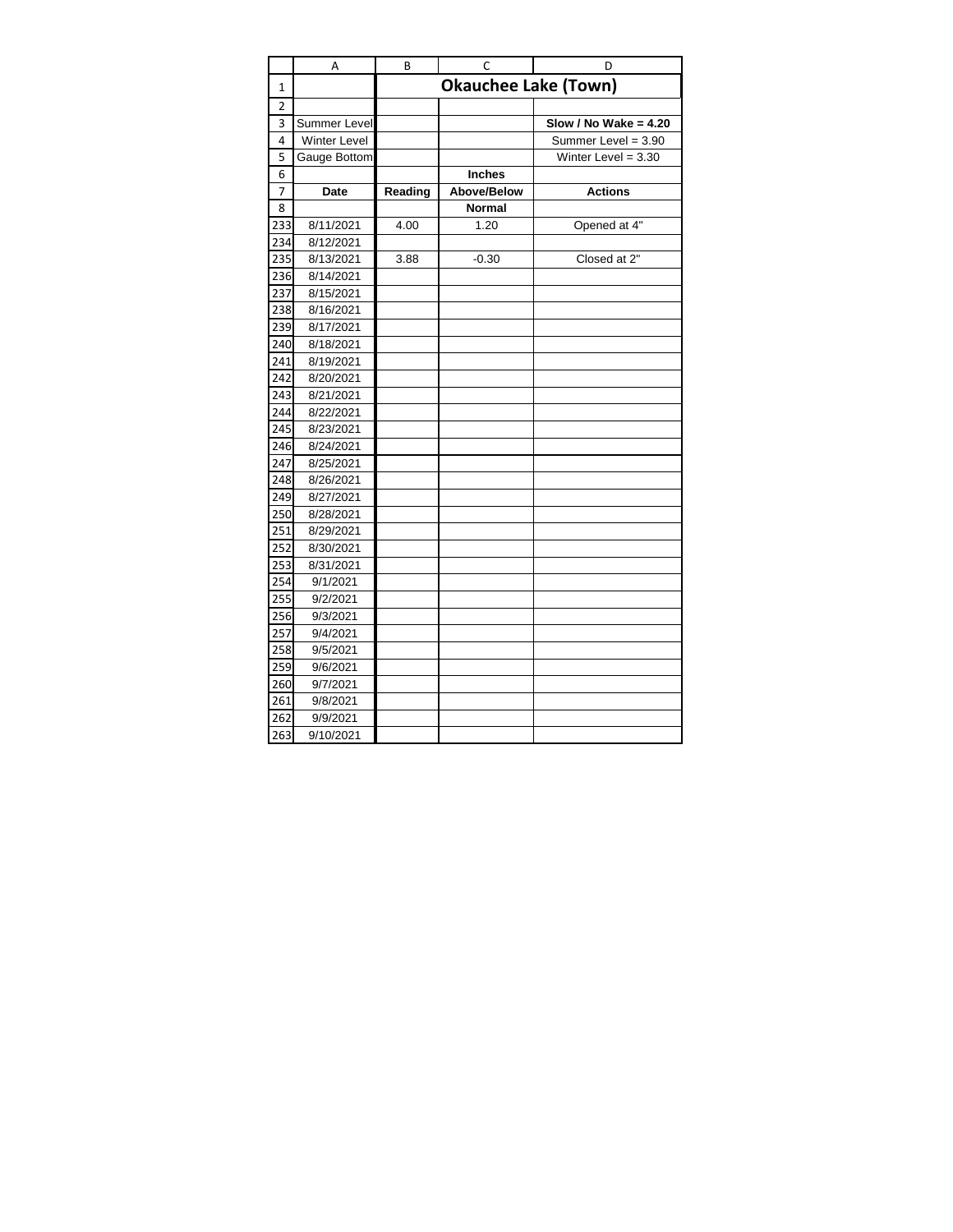| | | | |
|---|---|---|---|
| | **Okauchee Lake (Town)** | | |
| | | | |
| Summer Level | | | **Slow / No Wake = 4.20** |
| Winter Level | | | Summer Level = 3.90 |
| Gauge Bottom | | | Winter Level = 3.30 |
| | | **Inches** | |
| **Date** | **Reading** | **Above/Below** | **Actions** |
| | | **Normal** | |
| 8/11/2021 | 4.00 | 1.20 | Opened at 4" |
| 8/12/2021 | | | |
| 8/13/2021 | 3.88 | -0.30 | Closed at 2" |
| 8/14/2021 | | | |
| 8/15/2021 | | | |
| 8/16/2021 | | | |
| 8/17/2021 | | | |
| 8/18/2021 | | | |
| 8/19/2021 | | | |
| 8/20/2021 | | | |
| 8/21/2021 | | | |
| 8/22/2021 | | | |
| 8/23/2021 | | | |
| 8/24/2021 | | | |
| 8/25/2021 | | | |
| 8/26/2021 | | | |
| 8/27/2021 | | | |
| 8/28/2021 | | | |
| 8/29/2021 | | | |
| 8/30/2021 | | | |
| 8/31/2021 | | | |
| 9/1/2021 | | | |
| 9/2/2021 | | | |
| 9/3/2021 | | | |
| 9/4/2021 | | | |
| 9/5/2021 | | | |
| 9/6/2021 | | | |
| 9/7/2021 | | | |
| 9/8/2021 | | | |
| 9/9/2021 | | | |
| 9/10/2021 | | | |